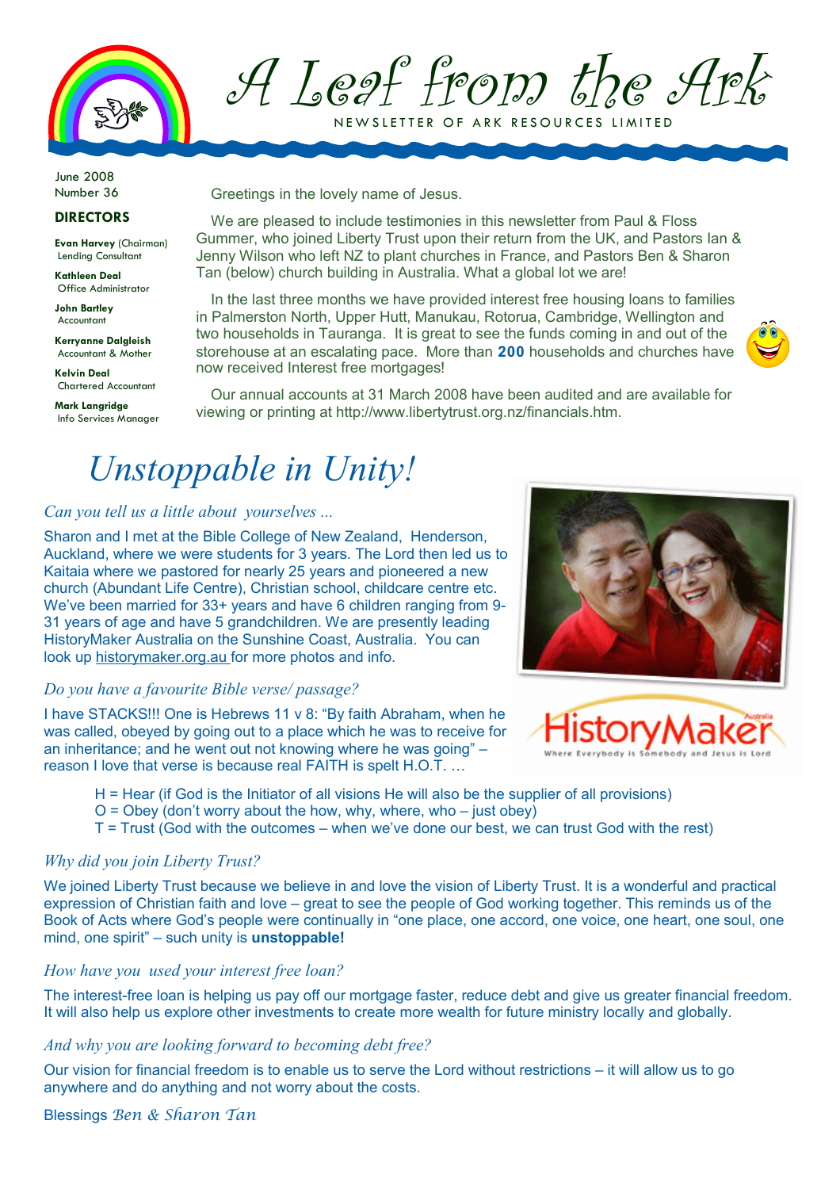# A Leaf from the Ark

NEWSLETTER OF ARK RESOURCES LIMITED

June 2008
Number 36

**DIRECTORS**

**Evan Harvey** (Chairman)
Lending Consultant

**Kathleen Deal**
Office Administrator

**John Bartley**
Accountant

**Kerryanne Dalgleish**
Accountant & Mother

**Kelvin Deal**
Chartered Accountant

**Mark Langridge**
Info Services Manager

Greetings in the lovely name of Jesus.

We are pleased to include testimonies in this newsletter from Paul & Floss Gummer, who joined Liberty Trust upon their return from the UK, and Pastors Ian & Jenny Wilson who left NZ to plant churches in France, and Pastors Ben & Sharon Tan (below) church building in Australia. What a global lot we are!

In the last three months we have provided interest free housing loans to families in Palmerston North, Upper Hutt, Manukau, Rotorua, Cambridge, Wellington and two households in Tauranga. It is great to see the funds coming in and out of the storehouse at an escalating pace. More than **200** households and churches have now received Interest free mortgages!

Our annual accounts at 31 March 2008 have been audited and are available for viewing or printing at http://www.libertytrust.org.nz/financials.htm.

## *Unstoppable in Unity!*

*Can you tell us a little about yourselves ...*

Sharon and I met at the Bible College of New Zealand, Henderson, Auckland, where we were students for 3 years. The Lord then led us to Kaitaia where we pastored for nearly 25 years and pioneered a new church (Abundant Life Centre), Christian school, childcare centre etc. We've been married for 33+ years and have 6 children ranging from 9-31 years of age and have 5 grandchildren. We are presently leading HistoryMaker Australia on the Sunshine Coast, Australia. You can look up historymaker.org.au for more photos and info.

HistoryMaker Australia — Where Everybody is Somebody and Jesus is Lord

*Do you have a favourite Bible verse/ passage?*

I have STACKS!!! One is Hebrews 11 v 8: "By faith Abraham, when he was called, obeyed by going out to a place which he was to receive for an inheritance; and he went out not knowing where he was going" – reason I love that verse is because real FAITH is spelt H.O.T. …

H = Hear (if God is the Initiator of all visions He will also be the supplier of all provisions)
O = Obey (don't worry about the how, why, where, who – just obey)
T = Trust (God with the outcomes – when we've done our best, we can trust God with the rest)

*Why did you join Liberty Trust?*

We joined Liberty Trust because we believe in and love the vision of Liberty Trust. It is a wonderful and practical expression of Christian faith and love – great to see the people of God working together. This reminds us of the Book of Acts where God's people were continually in "one place, one accord, one voice, one heart, one soul, one mind, one spirit" – such unity is **unstoppable!**

*How have you used your interest free loan?*

The interest-free loan is helping us pay off our mortgage faster, reduce debt and give us greater financial freedom. It will also help us explore other investments to create more wealth for future ministry locally and globally.

*And why you are looking forward to becoming debt free?*

Our vision for financial freedom is to enable us to serve the Lord without restrictions – it will allow us to go anywhere and do anything and not worry about the costs.

Blessings *Ben & Sharon Tan*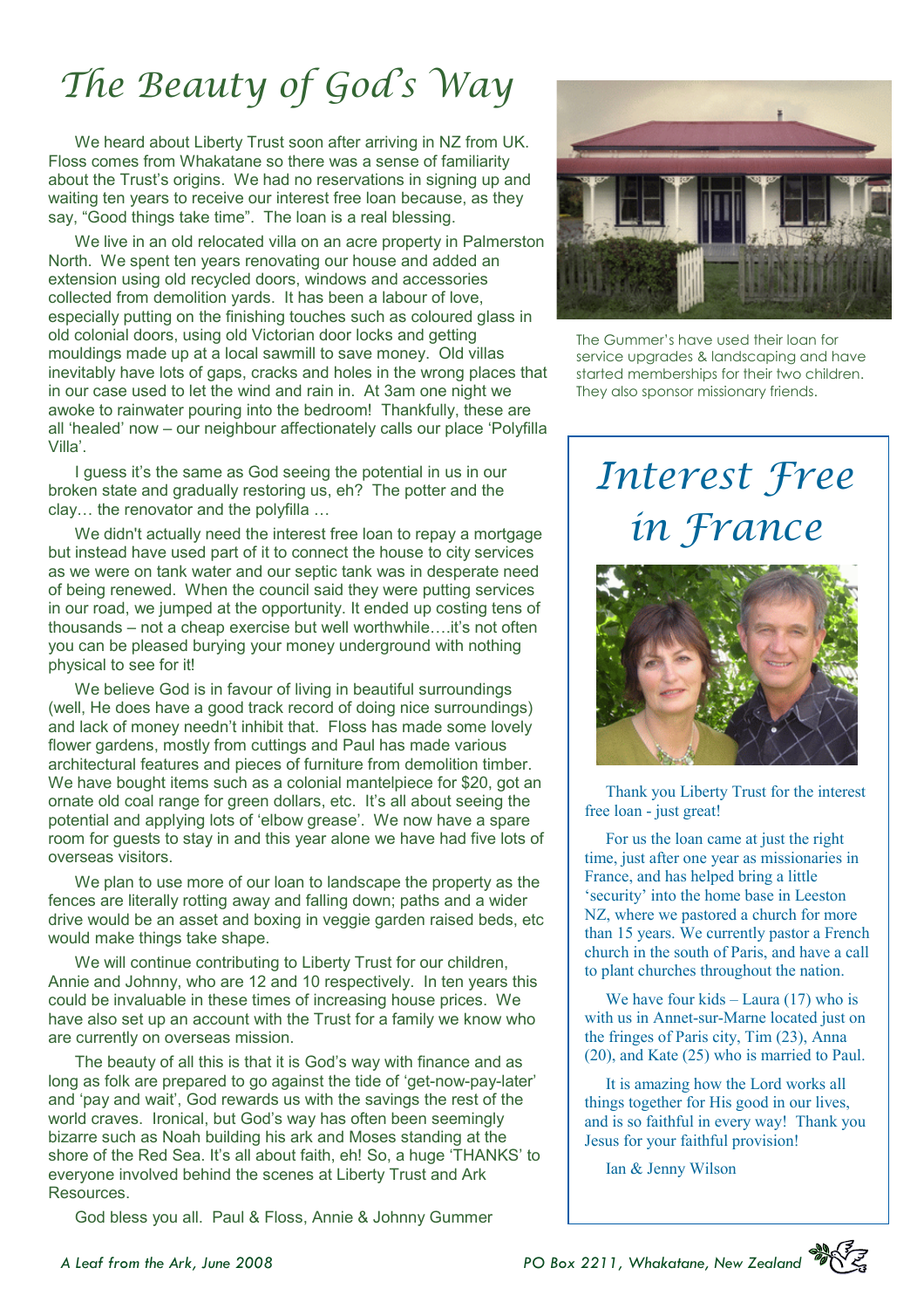# The Beauty of God's Way

We heard about Liberty Trust soon after arriving in NZ from UK. Floss comes from Whakatane so there was a sense of familiarity about the Trust's origins. We had no reservations in signing up and waiting ten years to receive our interest free loan because, as they say, "Good things take time". The loan is a real blessing.

We live in an old relocated villa on an acre property in Palmerston North. We spent ten years renovating our house and added an extension using old recycled doors, windows and accessories collected from demolition yards. It has been a labour of love, especially putting on the finishing touches such as coloured glass in old colonial doors, using old Victorian door locks and getting mouldings made up at a local sawmill to save money. Old villas inevitably have lots of gaps, cracks and holes in the wrong places that in our case used to let the wind and rain in. At 3am one night we awoke to rainwater pouring into the bedroom! Thankfully, these are all 'healed' now – our neighbour affectionately calls our place 'Polyfilla Villa'.

I guess it's the same as God seeing the potential in us in our broken state and gradually restoring us, eh? The potter and the clay… the renovator and the polyfilla …

We didn't actually need the interest free loan to repay a mortgage but instead have used part of it to connect the house to city services as we were on tank water and our septic tank was in desperate need of being renewed. When the council said they were putting services in our road, we jumped at the opportunity. It ended up costing tens of thousands – not a cheap exercise but well worthwhile….it's not often you can be pleased burying your money underground with nothing physical to see for it!

We believe God is in favour of living in beautiful surroundings (well, He does have a good track record of doing nice surroundings) and lack of money needn't inhibit that. Floss has made some lovely flower gardens, mostly from cuttings and Paul has made various architectural features and pieces of furniture from demolition timber. We have bought items such as a colonial mantelpiece for $20, got an ornate old coal range for green dollars, etc. It's all about seeing the potential and applying lots of 'elbow grease'. We now have a spare room for guests to stay in and this year alone we have had five lots of overseas visitors.

We plan to use more of our loan to landscape the property as the fences are literally rotting away and falling down; paths and a wider drive would be an asset and boxing in veggie garden raised beds, etc would make things take shape.

We will continue contributing to Liberty Trust for our children, Annie and Johnny, who are 12 and 10 respectively. In ten years this could be invaluable in these times of increasing house prices. We have also set up an account with the Trust for a family we know who are currently on overseas mission.

The beauty of all this is that it is God's way with finance and as long as folk are prepared to go against the tide of 'get-now-pay-later' and 'pay and wait', God rewards us with the savings the rest of the world craves. Ironical, but God's way has often been seemingly bizarre such as Noah building his ark and Moses standing at the shore of the Red Sea. It's all about faith, eh! So, a huge 'THANKS' to everyone involved behind the scenes at Liberty Trust and Ark Resources.

God bless you all. Paul & Floss, Annie & Johnny Gummer

The Gummer's have used their loan for service upgrades & landscaping and have started memberships for their two children. They also sponsor missionary friends.

# Interest Free in France

Thank you Liberty Trust for the interest free loan - just great!

For us the loan came at just the right time, just after one year as missionaries in France, and has helped bring a little 'security' into the home base in Leeston NZ, where we pastored a church for more than 15 years. We currently pastor a French church in the south of Paris, and have a call to plant churches throughout the nation.

We have four kids – Laura (17) who is with us in Annet-sur-Marne located just on the fringes of Paris city, Tim (23), Anna (20), and Kate (25) who is married to Paul.

It is amazing how the Lord works all things together for His good in our lives, and is so faithful in every way! Thank you Jesus for your faithful provision!

Ian & Jenny Wilson

*A Leaf from the Ark, June 2008* PO Box 2211, Whakatane, New Zealand